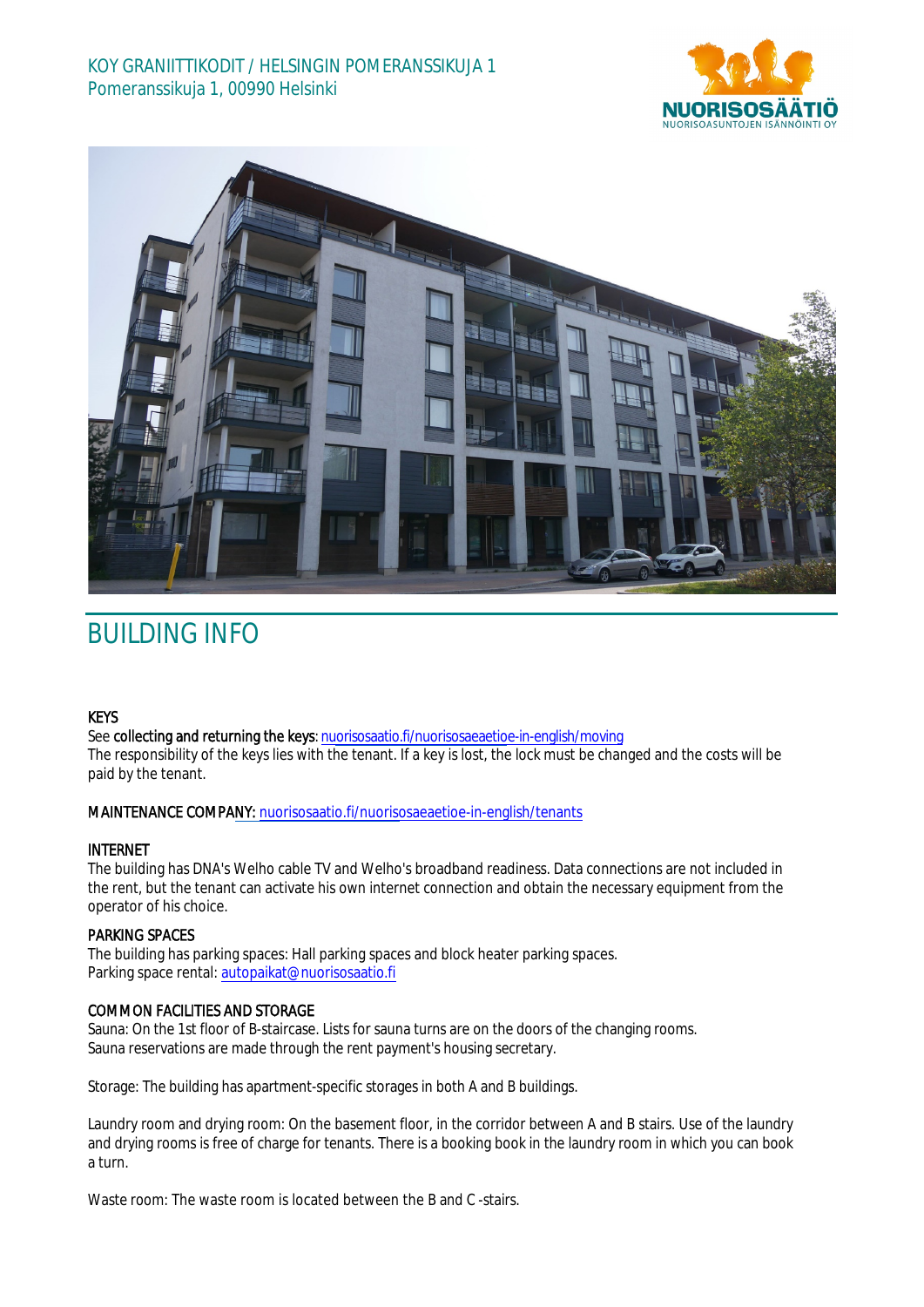KOY GRANIITTIKODIT / HELSINGIN POMERANSSIKUJA 1
Pomeranssikuja 1, 00990 Helsinki

NUORISOSÄÄTIÖ
NUORISOASUNTOJEN ISÄNNÖINTI OY

# BUILDING INFO

**KEYS**
See **collecting and returning the keys**: nuorisosaatio.fi/nuorisosaeaetioe-in-english/moving
The responsibility of the keys lies with the tenant. If a key is lost, the lock must be changed and the costs will be paid by the tenant.

**MAINTENANCE COMPANY:** nuorisosaatio.fi/nuorisosaeaetioe-in-english/tenants

**INTERNET**
The building has DNA's Welho cable TV and Welho's broadband readiness. Data connections are not included in the rent, but the tenant can activate his own internet connection and obtain the necessary equipment from the operator of his choice.

**PARKING SPACES**
The building has parking spaces: Hall parking spaces and block heater parking spaces.
Parking space rental: autopaikat@nuorisosaatio.fi

**COMMON FACILITIES AND STORAGE**
Sauna: On the 1st floor of B-staircase. Lists for sauna turns are on the doors of the changing rooms.
Sauna reservations are made through the rent payment's housing secretary.

Storage: The building has apartment-specific storages in both A and B buildings.

Laundry room and drying room: On the basement floor, in the corridor between A and B stairs. Use of the laundry and drying rooms is free of charge for tenants. There is a booking book in the laundry room in which you can book a turn.

Waste room: The waste room is located between the B and C -stairs.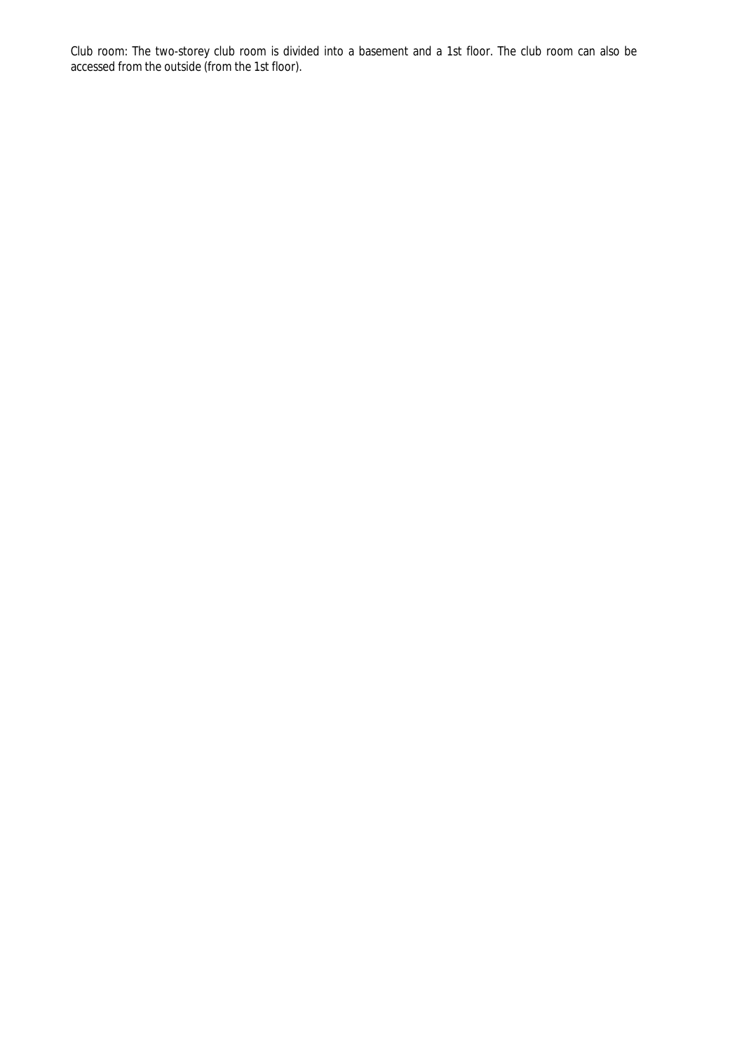Club room: The two-storey club room is divided into a basement and a 1st floor. The club room can also be accessed from the outside (from the 1st floor).